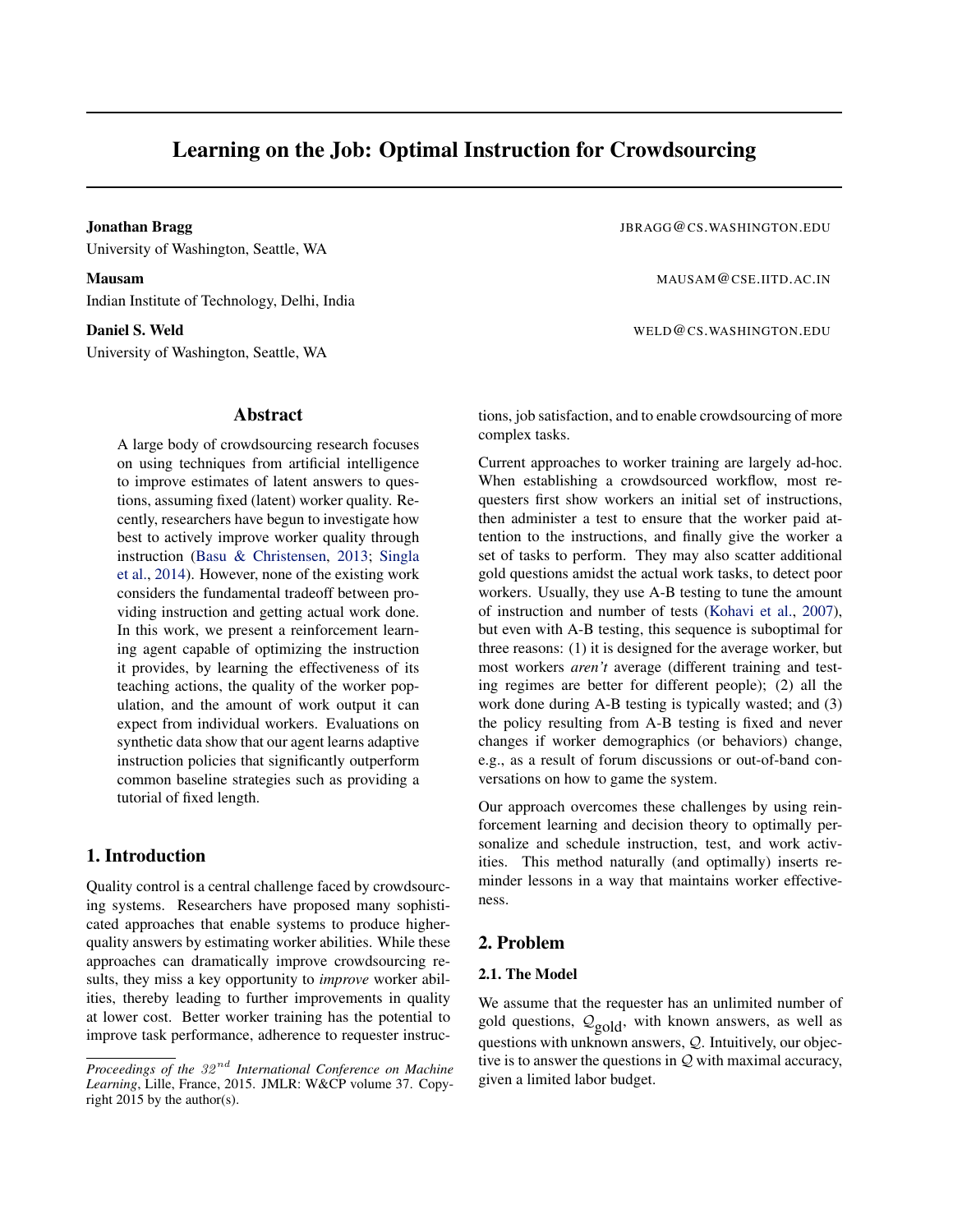# Learning on the Job: Optimal Instruction for Crowdsourcing

**Jonathan Bragg** JBRAGG@CS.WASHINGTON.EDU
University of Washington, Seattle, WA

**Mausam** MAUSAM@CSE.IITD.AC.IN
Indian Institute of Technology, Delhi, India

**Daniel S. Weld** WELD@CS.WASHINGTON.EDU
University of Washington, Seattle, WA

## Abstract

A large body of crowdsourcing research focuses on using techniques from artificial intelligence to improve estimates of latent answers to questions, assuming fixed (latent) worker quality. Recently, researchers have begun to investigate how best to actively improve worker quality through instruction (Basu & Christensen, 2013; Singla et al., 2014). However, none of the existing work considers the fundamental tradeoff between providing instruction and getting actual work done. In this work, we present a reinforcement learning agent capable of optimizing the instruction it provides, by learning the effectiveness of its teaching actions, the quality of the worker population, and the amount of work output it can expect from individual workers. Evaluations on synthetic data show that our agent learns adaptive instruction policies that significantly outperform common baseline strategies such as providing a tutorial of fixed length.

## 1. Introduction

Quality control is a central challenge faced by crowdsourcing systems. Researchers have proposed many sophisticated approaches that enable systems to produce higher-quality answers by estimating worker abilities. While these approaches can dramatically improve crowdsourcing results, they miss a key opportunity to *improve* worker abilities, thereby leading to further improvements in quality at lower cost. Better worker training has the potential to improve task performance, adherence to requester instructions, job satisfaction, and to enable crowdsourcing of more complex tasks.

Current approaches to worker training are largely ad-hoc. When establishing a crowdsourced workflow, most requesters first show workers an initial set of instructions, then administer a test to ensure that the worker paid attention to the instructions, and finally give the worker a set of tasks to perform. They may also scatter additional gold questions amidst the actual work tasks, to detect poor workers. Usually, they use A-B testing to tune the amount of instruction and number of tests (Kohavi et al., 2007), but even with A-B testing, this sequence is suboptimal for three reasons: (1) it is designed for the average worker, but most workers *aren't* average (different training and testing regimes are better for different people); (2) all the work done during A-B testing is typically wasted; and (3) the policy resulting from A-B testing is fixed and never changes if worker demographics (or behaviors) change, e.g., as a result of forum discussions or out-of-band conversations on how to game the system.

Our approach overcomes these challenges by using reinforcement learning and decision theory to optimally personalize and schedule instruction, test, and work activities. This method naturally (and optimally) inserts reminder lessons in a way that maintains worker effectiveness.

## 2. Problem

### 2.1. The Model

We assume that the requester has an unlimited number of gold questions, $\mathcal{Q}_{\text{gold}}$, with known answers, as well as questions with unknown answers, $\mathcal{Q}$. Intuitively, our objective is to answer the questions in $\mathcal{Q}$ with maximal accuracy, given a limited labor budget.

*Proceedings of the $32^{nd}$ International Conference on Machine Learning*, Lille, France, 2015. JMLR: W&CP volume 37. Copyright 2015 by the author(s).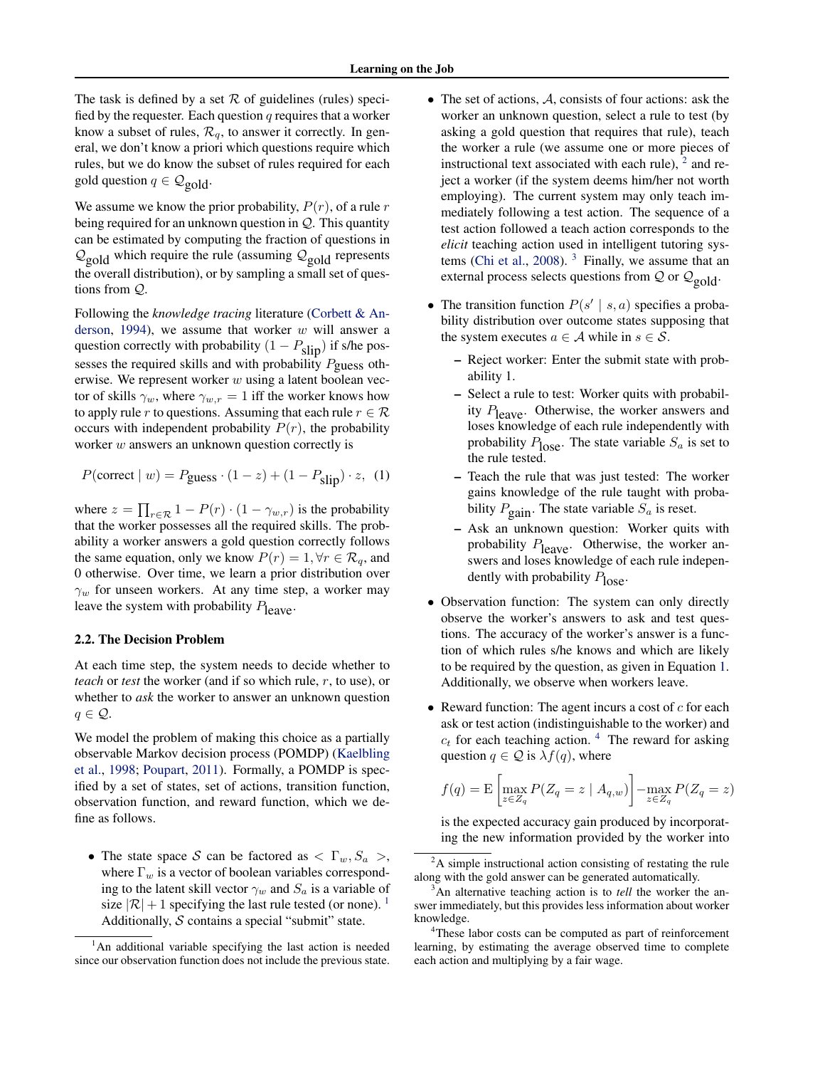The task is defined by a set $\mathcal{R}$ of guidelines (rules) specified by the requester. Each question $q$ requires that a worker know a subset of rules, $\mathcal{R}_q$, to answer it correctly. In general, we don't know a priori which questions require which rules, but we do know the subset of rules required for each gold question $q \in \mathcal{Q}_{\text{gold}}$.

We assume we know the prior probability, $P(r)$, of a rule $r$ being required for an unknown question in $\mathcal{Q}$. This quantity can be estimated by computing the fraction of questions in $\mathcal{Q}_{\text{gold}}$ which require the rule (assuming $\mathcal{Q}_{\text{gold}}$ represents the overall distribution), or by sampling a small set of questions from $\mathcal{Q}$.

Following the *knowledge tracing* literature (Corbett & Anderson, 1994), we assume that worker $w$ will answer a question correctly with probability $(1 - P_{\text{slip}})$ if s/he possesses the required skills and with probability $P_{\text{guess}}$ otherwise. We represent worker $w$ using a latent boolean vector of skills $\gamma_w$, where $\gamma_{w,r} = 1$ iff the worker knows how to apply rule $r$ to questions. Assuming that each rule $r \in \mathcal{R}$ occurs with independent probability $P(r)$, the probability worker $w$ answers an unknown question correctly is

$$P(\text{correct} \mid w) = P_{\text{guess}} \cdot (1 - z) + (1 - P_{\text{slip}}) \cdot z, \quad (1)$$

where $z = \prod_{r \in \mathcal{R}} 1 - P(r) \cdot (1 - \gamma_{w,r})$ is the probability that the worker possesses all the required skills. The probability a worker answers a gold question correctly follows the same equation, only we know $P(r) = 1, \forall r \in \mathcal{R}_q$, and 0 otherwise. Over time, we learn a prior distribution over $\gamma_w$ for unseen workers. At any time step, a worker may leave the system with probability $P_{\text{leave}}$.

## 2.2. The Decision Problem

At each time step, the system needs to decide whether to *teach* or *test* the worker (and if so which rule, $r$, to use), or whether to *ask* the worker to answer an unknown question $q \in \mathcal{Q}$.

We model the problem of making this choice as a partially observable Markov decision process (POMDP) (Kaelbling et al., 1998; Poupart, 2011). Formally, a POMDP is specified by a set of states, set of actions, transition function, observation function, and reward function, which we define as follows.

- The state space $\mathcal{S}$ can be factored as $< \Gamma_w, S_a >$, where $\Gamma_w$ is a vector of boolean variables corresponding to the latent skill vector $\gamma_w$ and $S_a$ is a variable of size $|\mathcal{R}| + 1$ specifying the last rule tested (or none). [1] Additionally, $\mathcal{S}$ contains a special "submit" state.
- The set of actions, $\mathcal{A}$, consists of four actions: ask the worker an unknown question, select a rule to test (by asking a gold question that requires that rule), teach the worker a rule (we assume one or more pieces of instructional text associated with each rule), [2] and reject a worker (if the system deems him/her not worth employing). The current system may only teach immediately following a test action. The sequence of a test action followed a teach action corresponds to the *elicit* teaching action used in intelligent tutoring systems (Chi et al., 2008). [3] Finally, we assume that an external process selects questions from $\mathcal{Q}$ or $\mathcal{Q}_{\text{gold}}$.
- The transition function $P(s' \mid s, a)$ specifies a probability distribution over outcome states supposing that the system executes $a \in \mathcal{A}$ while in $s \in \mathcal{S}$.
  - Reject worker: Enter the submit state with probability 1.
  - Select a rule to test: Worker quits with probability $P_{\text{leave}}$. Otherwise, the worker answers and loses knowledge of each rule independently with probability $P_{\text{lose}}$. The state variable $S_a$ is set to the rule tested.
  - Teach the rule that was just tested: The worker gains knowledge of the rule taught with probability $P_{\text{gain}}$. The state variable $S_a$ is reset.
  - Ask an unknown question: Worker quits with probability $P_{\text{leave}}$. Otherwise, the worker answers and loses knowledge of each rule independently with probability $P_{\text{lose}}$.
- Observation function: The system can only directly observe the worker's answers to ask and test questions. The accuracy of the worker's answer is a function of which rules s/he knows and which are likely to be required by the question, as given in Equation 1. Additionally, we observe when workers leave.
- Reward function: The agent incurs a cost of $c$ for each ask or test action (indistinguishable to the worker) and $c_t$ for each teaching action. [4] The reward for asking question $q \in \mathcal{Q}$ is $\lambda f(q)$, where

$$f(q) = \mathrm{E}\left[\max_{z \in Z_q} P(Z_q = z \mid A_{q,w})\right] - \max_{z \in Z_q} P(Z_q = z)$$

is the expected accuracy gain produced by incorporating the new information provided by the worker into

[1] An additional variable specifying the last action is needed since our observation function does not include the previous state.

[2] A simple instructional action consisting of restating the rule along with the gold answer can be generated automatically.

[3] An alternative teaching action is to *tell* the worker the answer immediately, but this provides less information about worker knowledge.

[4] These labor costs can be computed as part of reinforcement learning, by estimating the average observed time to complete each action and multiplying by a fair wage.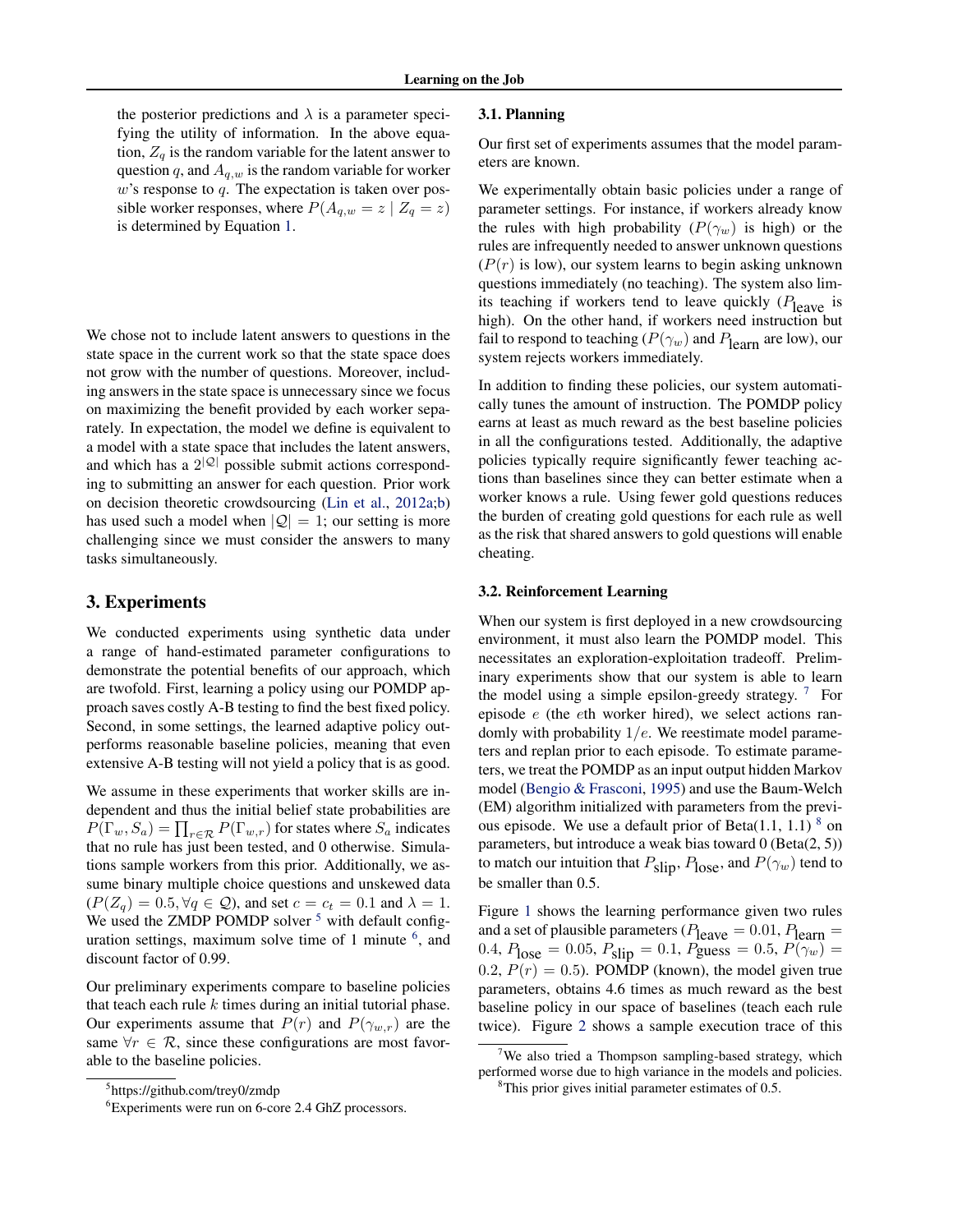the posterior predictions and $\lambda$ is a parameter specifying the utility of information. In the above equation, $Z_q$ is the random variable for the latent answer to question $q$, and $A_{q,w}$ is the random variable for worker $w$'s response to $q$. The expectation is taken over possible worker responses, where $P(A_{q,w} = z \mid Z_q = z)$ is determined by Equation 1.

We chose not to include latent answers to questions in the state space in the current work so that the state space does not grow with the number of questions. Moreover, including answers in the state space is unnecessary since we focus on maximizing the benefit provided by each worker separately. In expectation, the model we define is equivalent to a model with a state space that includes the latent answers, and which has a $2^{|\mathcal{Q}|}$ possible submit actions corresponding to submitting an answer for each question. Prior work on decision theoretic crowdsourcing (Lin et al., 2012a;b) has used such a model when $|\mathcal{Q}| = 1$; our setting is more challenging since we must consider the answers to many tasks simultaneously.

## 3. Experiments

We conducted experiments using synthetic data under a range of hand-estimated parameter configurations to demonstrate the potential benefits of our approach, which are twofold. First, learning a policy using our POMDP approach saves costly A-B testing to find the best fixed policy. Second, in some settings, the learned adaptive policy outperforms reasonable baseline policies, meaning that even extensive A-B testing will not yield a policy that is as good.

We assume in these experiments that worker skills are independent and thus the initial belief state probabilities are $P(\Gamma_w, S_a) = \prod_{r \in \mathcal{R}} P(\Gamma_{w,r})$ for states where $S_a$ indicates that no rule has just been tested, and 0 otherwise. Simulations sample workers from this prior. Additionally, we assume binary multiple choice questions and unskewed data ($P(Z_q) = 0.5, \forall q \in \mathcal{Q}$), and set $c = c_t = 0.1$ and $\lambda = 1$. We used the ZMDP POMDP solver [5] with default configuration settings, maximum solve time of 1 minute [6], and discount factor of 0.99.

Our preliminary experiments compare to baseline policies that teach each rule $k$ times during an initial tutorial phase. Our experiments assume that $P(r)$ and $P(\gamma_{w,r})$ are the same $\forall r \in \mathcal{R}$, since these configurations are most favorable to the baseline policies.

[5] https://github.com/trey0/zmdp

[6] Experiments were run on 6-core 2.4 GHz processors.

### 3.1. Planning

Our first set of experiments assumes that the model parameters are known.

We experimentally obtain basic policies under a range of parameter settings. For instance, if workers already know the rules with high probability ($P(\gamma_w)$ is high) or the rules are infrequently needed to answer unknown questions ($P(r)$ is low), our system learns to begin asking unknown questions immediately (no teaching). The system also limits teaching if workers tend to leave quickly ($P_{\text{leave}}$ is high). On the other hand, if workers need instruction but fail to respond to teaching ($P(\gamma_w)$ and $P_{\text{learn}}$ are low), our system rejects workers immediately.

In addition to finding these policies, our system automatically tunes the amount of instruction. The POMDP policy earns at least as much reward as the best baseline policies in all the configurations tested. Additionally, the adaptive policies typically require significantly fewer teaching actions than baselines since they can better estimate when a worker knows a rule. Using fewer gold questions reduces the burden of creating gold questions for each rule as well as the risk that shared answers to gold questions will enable cheating.

### 3.2. Reinforcement Learning

When our system is first deployed in a new crowdsourcing environment, it must also learn the POMDP model. This necessitates an exploration-exploitation tradeoff. Preliminary experiments show that our system is able to learn the model using a simple epsilon-greedy strategy. [7] For episode $e$ (the $e$th worker hired), we select actions randomly with probability $1/e$. We reestimate model parameters and replan prior to each episode. To estimate parameters, we treat the POMDP as an input output hidden Markov model (Bengio & Frasconi, 1995) and use the Baum-Welch (EM) algorithm initialized with parameters from the previous episode. We use a default prior of Beta(1.1, 1.1) [8] on parameters, but introduce a weak bias toward 0 (Beta(2, 5)) to match our intuition that $P_{\text{slip}}$, $P_{\text{lose}}$, and $P(\gamma_w)$ tend to be smaller than 0.5.

Figure 1 shows the learning performance given two rules and a set of plausible parameters ($P_{\text{leave}} = 0.01$, $P_{\text{learn}} = 0.4$, $P_{\text{lose}} = 0.05$, $P_{\text{slip}} = 0.1$, $P_{\text{guess}} = 0.5$, $P(\gamma_w) = 0.2$, $P(r) = 0.5$). POMDP (known), the model given true parameters, obtains 4.6 times as much reward as the best baseline policy in our space of baselines (teach each rule twice). Figure 2 shows a sample execution trace of this

[7] We also tried a Thompson sampling-based strategy, which performed worse due to high variance in the models and policies.

[8] This prior gives initial parameter estimates of 0.5.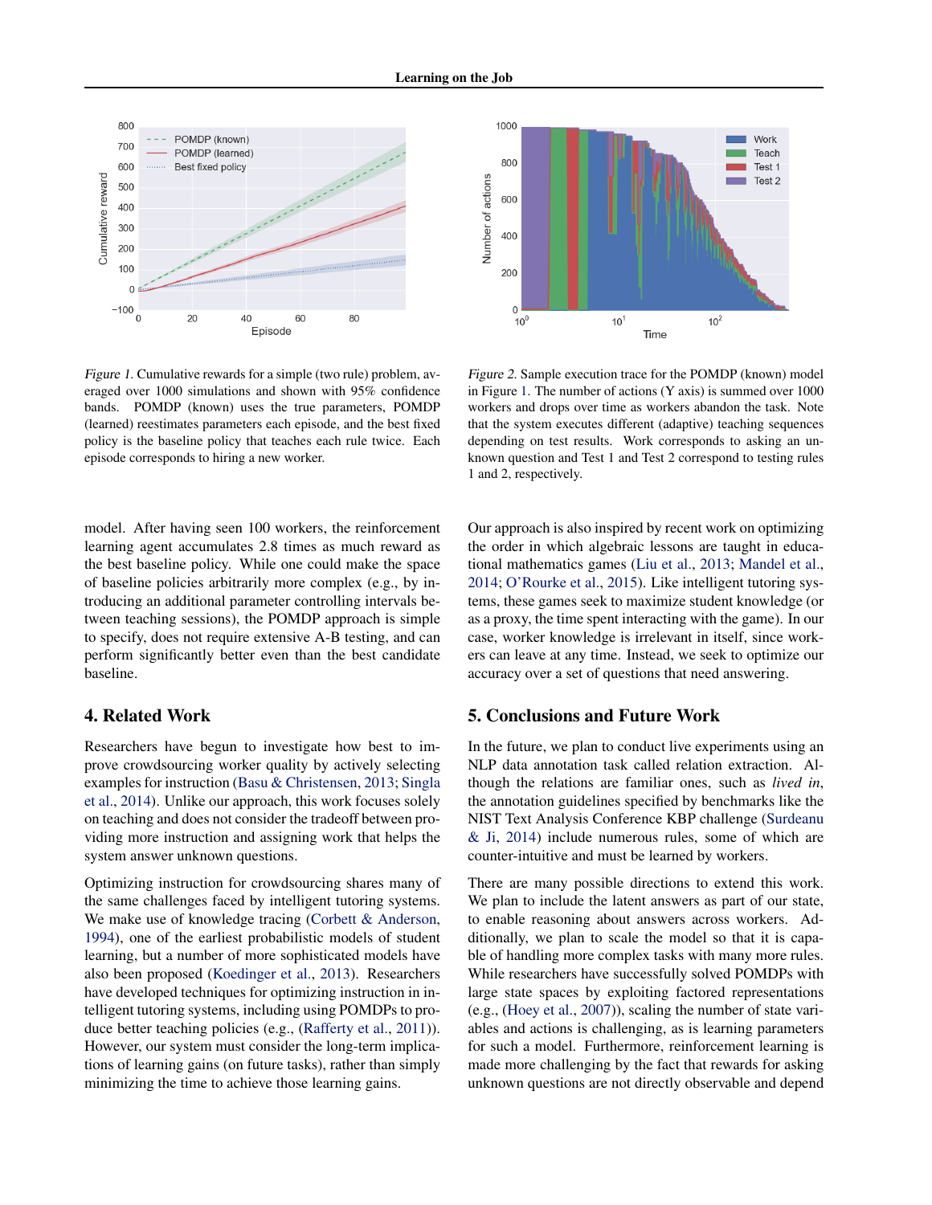Figure 1. Cumulative rewards for a simple (two rule) problem, averaged over 1000 simulations and shown with 95% confidence bands. POMDP (known) uses the true parameters, POMDP (learned) reestimates parameters each episode, and the best fixed policy is the baseline policy that teaches each rule twice. Each episode corresponds to hiring a new worker.

Figure 2. Sample execution trace for the POMDP (known) model in Figure 1. The number of actions (Y axis) is summed over 1000 workers and drops over time as workers abandon the task. Note that the system executes different (adaptive) teaching sequences depending on test results. Work corresponds to asking an unknown question and Test 1 and Test 2 correspond to testing rules 1 and 2, respectively.

model. After having seen 100 workers, the reinforcement learning agent accumulates 2.8 times as much reward as the best baseline policy. While one could make the space of baseline policies arbitrarily more complex (e.g., by introducing an additional parameter controlling intervals between teaching sessions), the POMDP approach is simple to specify, does not require extensive A-B testing, and can perform significantly better even than the best candidate baseline.

## 4. Related Work

Researchers have begun to investigate how best to improve crowdsourcing worker quality by actively selecting examples for instruction (Basu & Christensen, 2013; Singla et al., 2014). Unlike our approach, this work focuses solely on teaching and does not consider the tradeoff between providing more instruction and assigning work that helps the system answer unknown questions.

Optimizing instruction for crowdsourcing shares many of the same challenges faced by intelligent tutoring systems. We make use of knowledge tracing (Corbett & Anderson, 1994), one of the earliest probabilistic models of student learning, but a number of more sophisticated models have also been proposed (Koedinger et al., 2013). Researchers have developed techniques for optimizing instruction in intelligent tutoring systems, including using POMDPs to produce better teaching policies (e.g., (Rafferty et al., 2011)). However, our system must consider the long-term implications of learning gains (on future tasks), rather than simply minimizing the time to achieve those learning gains.

Our approach is also inspired by recent work on optimizing the order in which algebraic lessons are taught in educational mathematics games (Liu et al., 2013; Mandel et al., 2014; O'Rourke et al., 2015). Like intelligent tutoring systems, these games seek to maximize student knowledge (or as a proxy, the time spent interacting with the game). In our case, worker knowledge is irrelevant in itself, since workers can leave at any time. Instead, we seek to optimize our accuracy over a set of questions that need answering.

## 5. Conclusions and Future Work

In the future, we plan to conduct live experiments using an NLP data annotation task called relation extraction. Although the relations are familiar ones, such as *lived in*, the annotation guidelines specified by benchmarks like the NIST Text Analysis Conference KBP challenge (Surdeanu & Ji, 2014) include numerous rules, some of which are counter-intuitive and must be learned by workers.

There are many possible directions to extend this work. We plan to include the latent answers as part of our state, to enable reasoning about answers across workers. Additionally, we plan to scale the model so that it is capable of handling more complex tasks with many more rules. While researchers have successfully solved POMDPs with large state spaces by exploiting factored representations (e.g., (Hoey et al., 2007)), scaling the number of state variables and actions is challenging, as is learning parameters for such a model. Furthermore, reinforcement learning is made more challenging by the fact that rewards for asking unknown questions are not directly observable and depend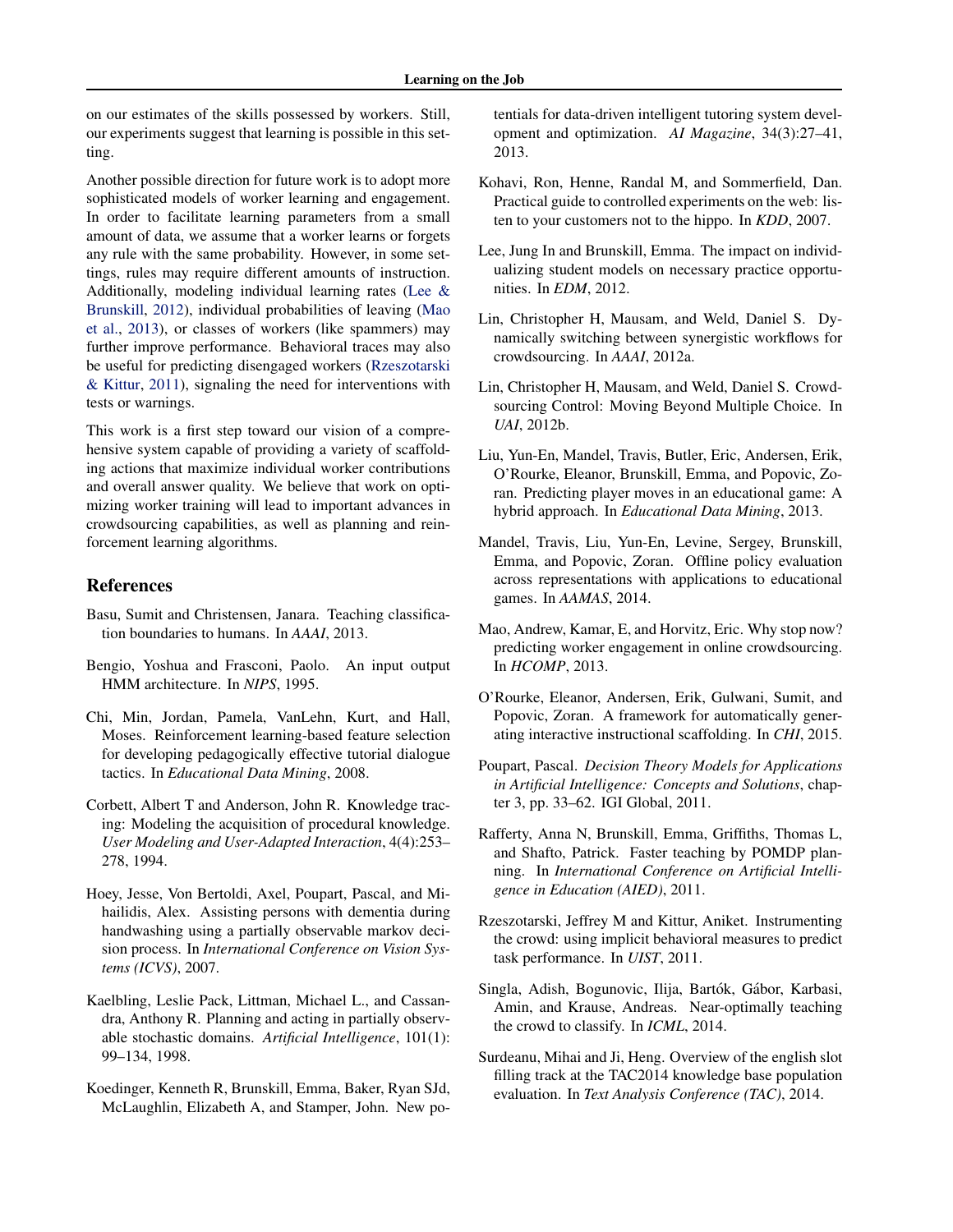on our estimates of the skills possessed by workers. Still, our experiments suggest that learning is possible in this setting.

Another possible direction for future work is to adopt more sophisticated models of worker learning and engagement. In order to facilitate learning parameters from a small amount of data, we assume that a worker learns or forgets any rule with the same probability. However, in some settings, rules may require different amounts of instruction. Additionally, modeling individual learning rates (Lee & Brunskill, 2012), individual probabilities of leaving (Mao et al., 2013), or classes of workers (like spammers) may further improve performance. Behavioral traces may also be useful for predicting disengaged workers (Rzeszotarski & Kittur, 2011), signaling the need for interventions with tests or warnings.

This work is a first step toward our vision of a comprehensive system capable of providing a variety of scaffolding actions that maximize individual worker contributions and overall answer quality. We believe that work on optimizing worker training will lead to important advances in crowdsourcing capabilities, as well as planning and reinforcement learning algorithms.

## References

Basu, Sumit and Christensen, Janara. Teaching classification boundaries to humans. In *AAAI*, 2013.

Bengio, Yoshua and Frasconi, Paolo. An input output HMM architecture. In *NIPS*, 1995.

Chi, Min, Jordan, Pamela, VanLehn, Kurt, and Hall, Moses. Reinforcement learning-based feature selection for developing pedagogically effective tutorial dialogue tactics. In *Educational Data Mining*, 2008.

Corbett, Albert T and Anderson, John R. Knowledge tracing: Modeling the acquisition of procedural knowledge. *User Modeling and User-Adapted Interaction*, 4(4):253–278, 1994.

Hoey, Jesse, Von Bertoldi, Axel, Poupart, Pascal, and Mihailidis, Alex. Assisting persons with dementia during handwashing using a partially observable markov decision process. In *International Conference on Vision Systems (ICVS)*, 2007.

Kaelbling, Leslie Pack, Littman, Michael L., and Cassandra, Anthony R. Planning and acting in partially observable stochastic domains. *Artificial Intelligence*, 101(1): 99–134, 1998.

Koedinger, Kenneth R, Brunskill, Emma, Baker, Ryan SJd, McLaughlin, Elizabeth A, and Stamper, John. New potentials for data-driven intelligent tutoring system development and optimization. *AI Magazine*, 34(3):27–41, 2013.

Kohavi, Ron, Henne, Randal M, and Sommerfield, Dan. Practical guide to controlled experiments on the web: listen to your customers not to the hippo. In *KDD*, 2007.

Lee, Jung In and Brunskill, Emma. The impact on individualizing student models on necessary practice opportunities. In *EDM*, 2012.

Lin, Christopher H, Mausam, and Weld, Daniel S. Dynamically switching between synergistic workflows for crowdsourcing. In *AAAI*, 2012a.

Lin, Christopher H, Mausam, and Weld, Daniel S. Crowdsourcing Control: Moving Beyond Multiple Choice. In *UAI*, 2012b.

Liu, Yun-En, Mandel, Travis, Butler, Eric, Andersen, Erik, O'Rourke, Eleanor, Brunskill, Emma, and Popovic, Zoran. Predicting player moves in an educational game: A hybrid approach. In *Educational Data Mining*, 2013.

Mandel, Travis, Liu, Yun-En, Levine, Sergey, Brunskill, Emma, and Popovic, Zoran. Offline policy evaluation across representations with applications to educational games. In *AAMAS*, 2014.

Mao, Andrew, Kamar, E, and Horvitz, Eric. Why stop now? predicting worker engagement in online crowdsourcing. In *HCOMP*, 2013.

O'Rourke, Eleanor, Andersen, Erik, Gulwani, Sumit, and Popovic, Zoran. A framework for automatically generating interactive instructional scaffolding. In *CHI*, 2015.

Poupart, Pascal. *Decision Theory Models for Applications in Artificial Intelligence: Concepts and Solutions*, chapter 3, pp. 33–62. IGI Global, 2011.

Rafferty, Anna N, Brunskill, Emma, Griffiths, Thomas L, and Shafto, Patrick. Faster teaching by POMDP planning. In *International Conference on Artificial Intelligence in Education (AIED)*, 2011.

Rzeszotarski, Jeffrey M and Kittur, Aniket. Instrumenting the crowd: using implicit behavioral measures to predict task performance. In *UIST*, 2011.

Singla, Adish, Bogunovic, Ilija, Bartók, Gábor, Karbasi, Amin, and Krause, Andreas. Near-optimally teaching the crowd to classify. In *ICML*, 2014.

Surdeanu, Mihai and Ji, Heng. Overview of the english slot filling track at the TAC2014 knowledge base population evaluation. In *Text Analysis Conference (TAC)*, 2014.